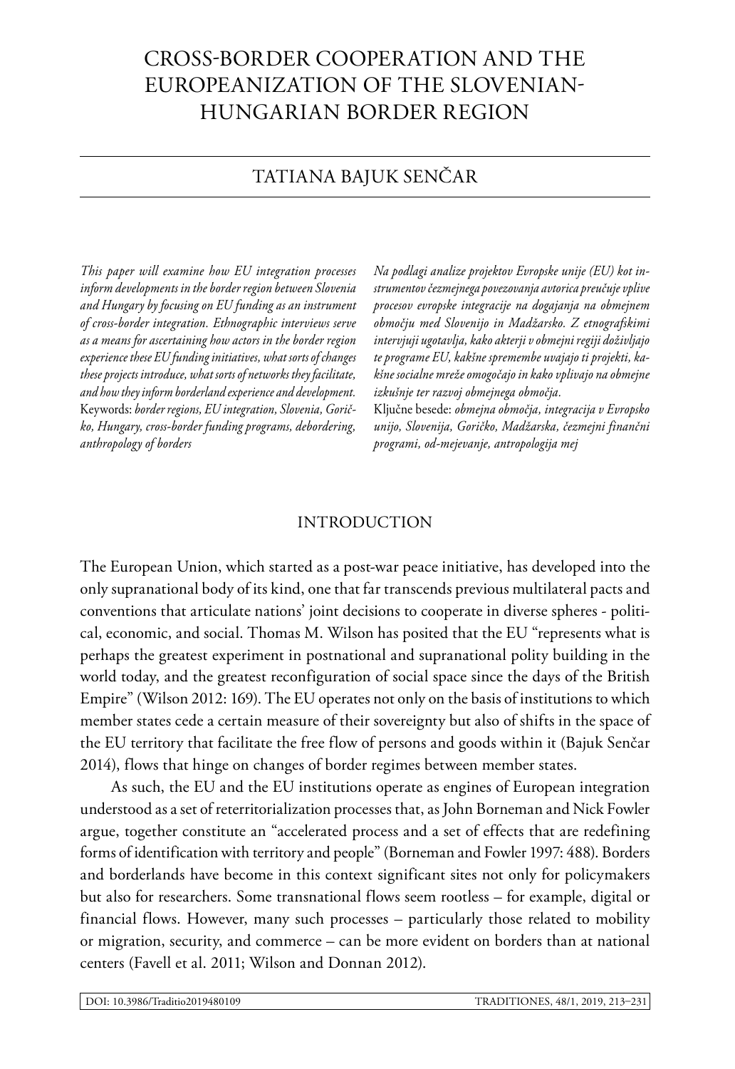# CROSS-BORDER COOPERATION AND THE EUROPEANIZATION OF THE SLOVENIAN-HUNGARIAN BORDER REGION

## TATIANA BAJUK SENČAR

*This paper will examine how EU integration processes inform developments in the border region between Slovenia and Hungary by focusing on EU funding as an instrument of cross-border integration. Ethnographic interviews serve as a means for ascertaining how actors in the border region experience these EU funding initiatives, what sorts of changes these projects introduce, what sorts of networks they facilitate, and how they inform borderland experience and development.*
Keywords: *border regions, EU integration, Slovenia, Goričko, Hungary, cross-border funding programs, debordering, anthropology of borders*

*Na podlagi analize projektov Evropske unije (EU) kot instrumentov čezmejnega povezovanja avtorica preučuje vplive procesov evropske integracije na dogajanja na obmejnem območju med Slovenijo in Madžarsko. Z etnografskimi intervjuji ugotavlja, kako akterji v obmejni regiji doživljajo te programe EU, kakšne spremembe uvajajo ti projekti, kakšne socialne mreže omogočajo in kako vplivajo na obmejne izkušnje ter razvoj obmejnega območja.*
Ključne besede: *obmejna območja, integracija v Evropsko unijo, Slovenija, Goričko, Madžarska, čezmejni finančni programi, od-mejevanje, antropologija mej*

### INTRODUCTION

The European Union, which started as a post-war peace initiative, has developed into the only supranational body of its kind, one that far transcends previous multilateral pacts and conventions that articulate nations' joint decisions to cooperate in diverse spheres - political, economic, and social. Thomas M. Wilson has posited that the EU "represents what is perhaps the greatest experiment in postnational and supranational polity building in the world today, and the greatest reconfiguration of social space since the days of the British Empire" (Wilson 2012: 169). The EU operates not only on the basis of institutions to which member states cede a certain measure of their sovereignty but also of shifts in the space of the EU territory that facilitate the free flow of persons and goods within it (Bajuk Senčar 2014), flows that hinge on changes of border regimes between member states.

As such, the EU and the EU institutions operate as engines of European integration understood as a set of reterritorialization processes that, as John Borneman and Nick Fowler argue, together constitute an "accelerated process and a set of effects that are redefining forms of identification with territory and people" (Borneman and Fowler 1997: 488). Borders and borderlands have become in this context significant sites not only for policymakers but also for researchers. Some transnational flows seem rootless – for example, digital or financial flows. However, many such processes – particularly those related to mobility or migration, security, and commerce – can be more evident on borders than at national centers (Favell et al. 2011; Wilson and Donnan 2012).

DOI: 10.3986/Traditio2019480109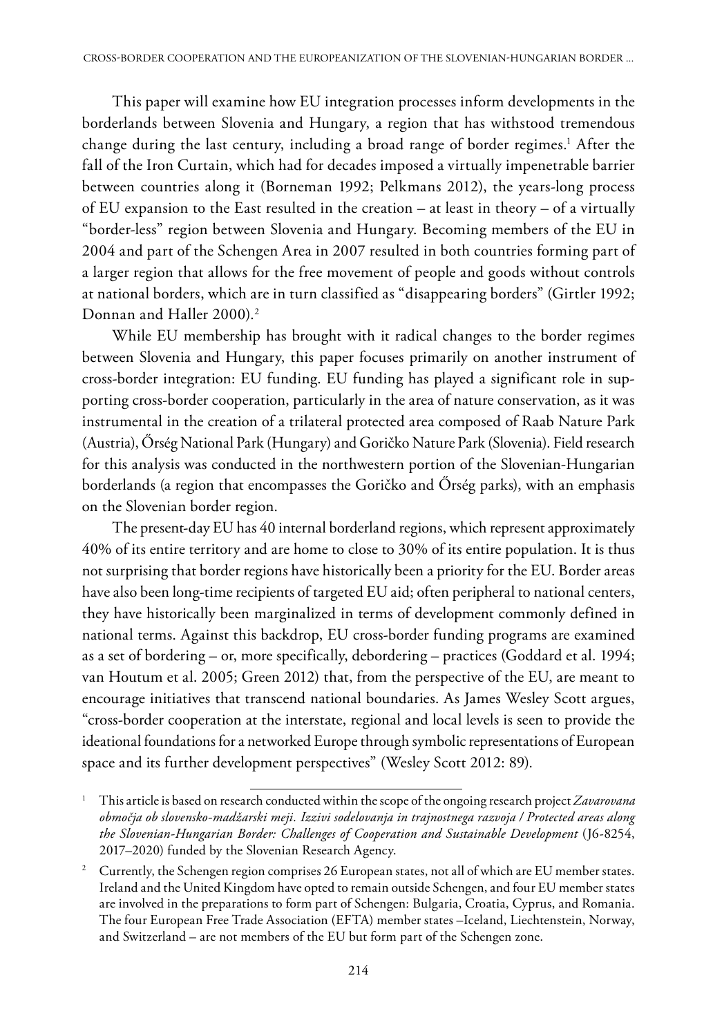This paper will examine how EU integration processes inform developments in the borderlands between Slovenia and Hungary, a region that has withstood tremendous change during the last century, including a broad range of border regimes.[1] After the fall of the Iron Curtain, which had for decades imposed a virtually impenetrable barrier between countries along it (Borneman 1992; Pelkmans 2012), the years-long process of EU expansion to the East resulted in the creation – at least in theory – of a virtually "border-less" region between Slovenia and Hungary. Becoming members of the EU in 2004 and part of the Schengen Area in 2007 resulted in both countries forming part of a larger region that allows for the free movement of people and goods without controls at national borders, which are in turn classified as "disappearing borders" (Girtler 1992; Donnan and Haller 2000).[2]

While EU membership has brought with it radical changes to the border regimes between Slovenia and Hungary, this paper focuses primarily on another instrument of cross-border integration: EU funding. EU funding has played a significant role in supporting cross-border cooperation, particularly in the area of nature conservation, as it was instrumental in the creation of a trilateral protected area composed of Raab Nature Park (Austria), Őrség National Park (Hungary) and Goričko Nature Park (Slovenia). Field research for this analysis was conducted in the northwestern portion of the Slovenian-Hungarian borderlands (a region that encompasses the Goričko and Őrség parks), with an emphasis on the Slovenian border region.

The present-day EU has 40 internal borderland regions, which represent approximately 40% of its entire territory and are home to close to 30% of its entire population. It is thus not surprising that border regions have historically been a priority for the EU. Border areas have also been long-time recipients of targeted EU aid; often peripheral to national centers, they have historically been marginalized in terms of development commonly defined in national terms. Against this backdrop, EU cross-border funding programs are examined as a set of bordering – or, more specifically, debordering – practices (Goddard et al. 1994; van Houtum et al. 2005; Green 2012) that, from the perspective of the EU, are meant to encourage initiatives that transcend national boundaries. As James Wesley Scott argues, "cross-border cooperation at the interstate, regional and local levels is seen to provide the ideational foundations for a networked Europe through symbolic representations of European space and its further development perspectives" (Wesley Scott 2012: 89).

---

[1] This article is based on research conducted within the scope of the ongoing research project *Zavarovana območja ob slovensko-madžarski meji. Izzivi sodelovanja in trajnostnega razvoja / Protected areas along the Slovenian-Hungarian Border: Challenges of Cooperation and Sustainable Development* (J6-8254, 2017–2020) funded by the Slovenian Research Agency.

[2] Currently, the Schengen region comprises 26 European states, not all of which are EU member states. Ireland and the United Kingdom have opted to remain outside Schengen, and four EU member states are involved in the preparations to form part of Schengen: Bulgaria, Croatia, Cyprus, and Romania. The four European Free Trade Association (EFTA) member states –Iceland, Liechtenstein, Norway, and Switzerland – are not members of the EU but form part of the Schengen zone.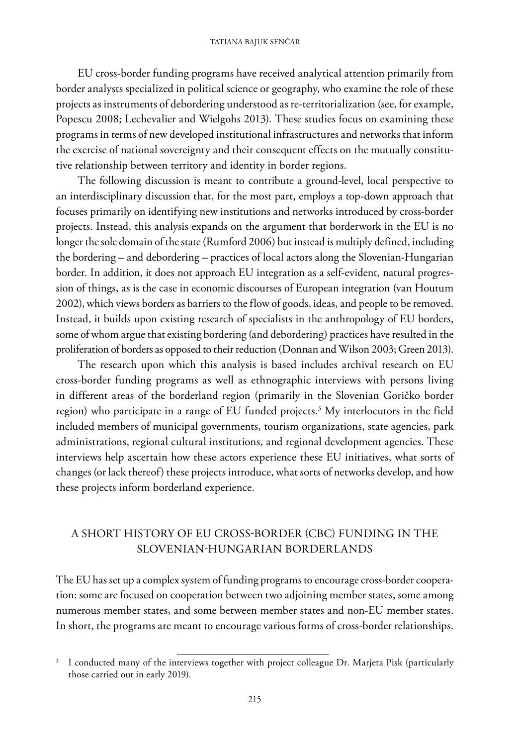EU cross-border funding programs have received analytical attention primarily from border analysts specialized in political science or geography, who examine the role of these projects as instruments of debordering understood as re-territorialization (see, for example, Popescu 2008; Lechevalier and Wielgohs 2013). These studies focus on examining these programs in terms of new developed institutional infrastructures and networks that inform the exercise of national sovereignty and their consequent effects on the mutually constitutive relationship between territory and identity in border regions.

The following discussion is meant to contribute a ground-level, local perspective to an interdisciplinary discussion that, for the most part, employs a top-down approach that focuses primarily on identifying new institutions and networks introduced by cross-border projects. Instead, this analysis expands on the argument that borderwork in the EU is no longer the sole domain of the state (Rumford 2006) but instead is multiply defined, including the bordering – and debordering – practices of local actors along the Slovenian-Hungarian border. In addition, it does not approach EU integration as a self-evident, natural progression of things, as is the case in economic discourses of European integration (van Houtum 2002), which views borders as barriers to the flow of goods, ideas, and people to be removed. Instead, it builds upon existing research of specialists in the anthropology of EU borders, some of whom argue that existing bordering (and debordering) practices have resulted in the proliferation of borders as opposed to their reduction (Donnan and Wilson 2003; Green 2013).

The research upon which this analysis is based includes archival research on EU cross-border funding programs as well as ethnographic interviews with persons living in different areas of the borderland region (primarily in the Slovenian Goričko border region) who participate in a range of EU funded projects.[3] My interlocutors in the field included members of municipal governments, tourism organizations, state agencies, park administrations, regional cultural institutions, and regional development agencies. These interviews help ascertain how these actors experience these EU initiatives, what sorts of changes (or lack thereof) these projects introduce, what sorts of networks develop, and how these projects inform borderland experience.

## A SHORT HISTORY OF EU CROSS-BORDER (CBC) FUNDING IN THE SLOVENIAN-HUNGARIAN BORDERLANDS

The EU has set up a complex system of funding programs to encourage cross-border cooperation: some are focused on cooperation between two adjoining member states, some among numerous member states, and some between member states and non-EU member states. In short, the programs are meant to encourage various forms of cross-border relationships.

---

[3] I conducted many of the interviews together with project colleague Dr. Marjeta Pisk (particularly those carried out in early 2019).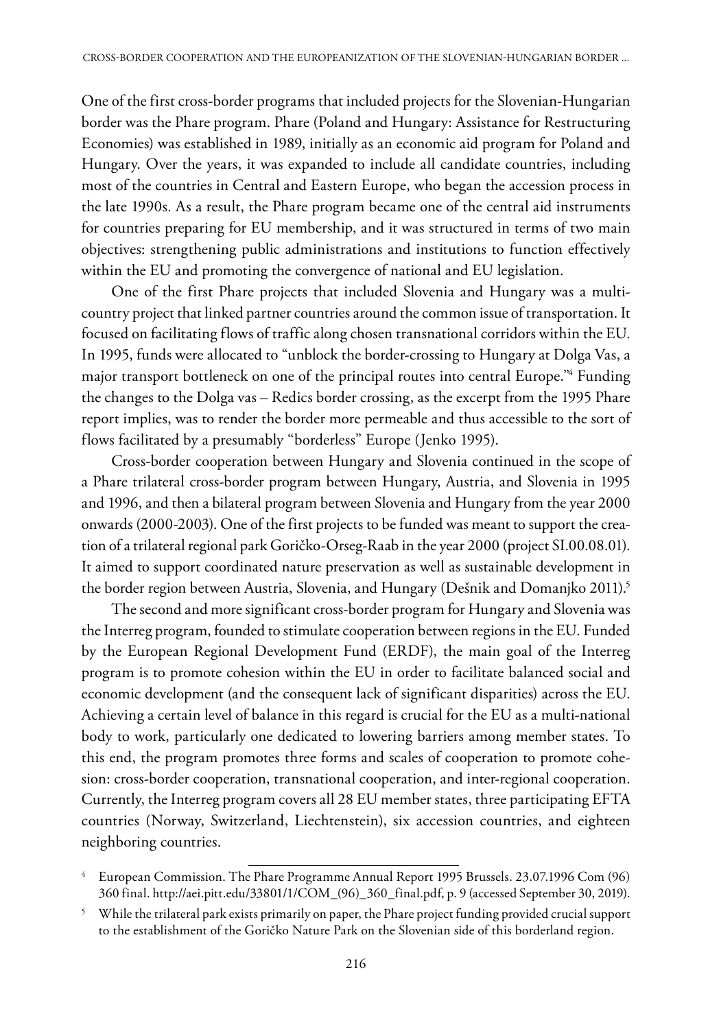One of the first cross-border programs that included projects for the Slovenian-Hungarian border was the Phare program. Phare (Poland and Hungary: Assistance for Restructuring Economies) was established in 1989, initially as an economic aid program for Poland and Hungary. Over the years, it was expanded to include all candidate countries, including most of the countries in Central and Eastern Europe, who began the accession process in the late 1990s. As a result, the Phare program became one of the central aid instruments for countries preparing for EU membership, and it was structured in terms of two main objectives: strengthening public administrations and institutions to function effectively within the EU and promoting the convergence of national and EU legislation.

One of the first Phare projects that included Slovenia and Hungary was a multi-country project that linked partner countries around the common issue of transportation. It focused on facilitating flows of traffic along chosen transnational corridors within the EU. In 1995, funds were allocated to "unblock the border-crossing to Hungary at Dolga Vas, a major transport bottleneck on one of the principal routes into central Europe."[4] Funding the changes to the Dolga vas – Redics border crossing, as the excerpt from the 1995 Phare report implies, was to render the border more permeable and thus accessible to the sort of flows facilitated by a presumably "borderless" Europe (Jenko 1995).

Cross-border cooperation between Hungary and Slovenia continued in the scope of a Phare trilateral cross-border program between Hungary, Austria, and Slovenia in 1995 and 1996, and then a bilateral program between Slovenia and Hungary from the year 2000 onwards (2000-2003). One of the first projects to be funded was meant to support the creation of a trilateral regional park Goričko-Orseg-Raab in the year 2000 (project SI.00.08.01). It aimed to support coordinated nature preservation as well as sustainable development in the border region between Austria, Slovenia, and Hungary (Dešnik and Domanjko 2011).[5]

The second and more significant cross-border program for Hungary and Slovenia was the Interreg program, founded to stimulate cooperation between regions in the EU. Funded by the European Regional Development Fund (ERDF), the main goal of the Interreg program is to promote cohesion within the EU in order to facilitate balanced social and economic development (and the consequent lack of significant disparities) across the EU. Achieving a certain level of balance in this regard is crucial for the EU as a multi-national body to work, particularly one dedicated to lowering barriers among member states. To this end, the program promotes three forms and scales of cooperation to promote cohesion: cross-border cooperation, transnational cooperation, and inter-regional cooperation. Currently, the Interreg program covers all 28 EU member states, three participating EFTA countries (Norway, Switzerland, Liechtenstein), six accession countries, and eighteen neighboring countries.

---

[4] European Commission. The Phare Programme Annual Report 1995 Brussels. 23.07.1996 Com (96) 360 final. http://aei.pitt.edu/33801/1/COM_(96)_360_final.pdf, p. 9 (accessed September 30, 2019).

[5] While the trilateral park exists primarily on paper, the Phare project funding provided crucial support to the establishment of the Goričko Nature Park on the Slovenian side of this borderland region.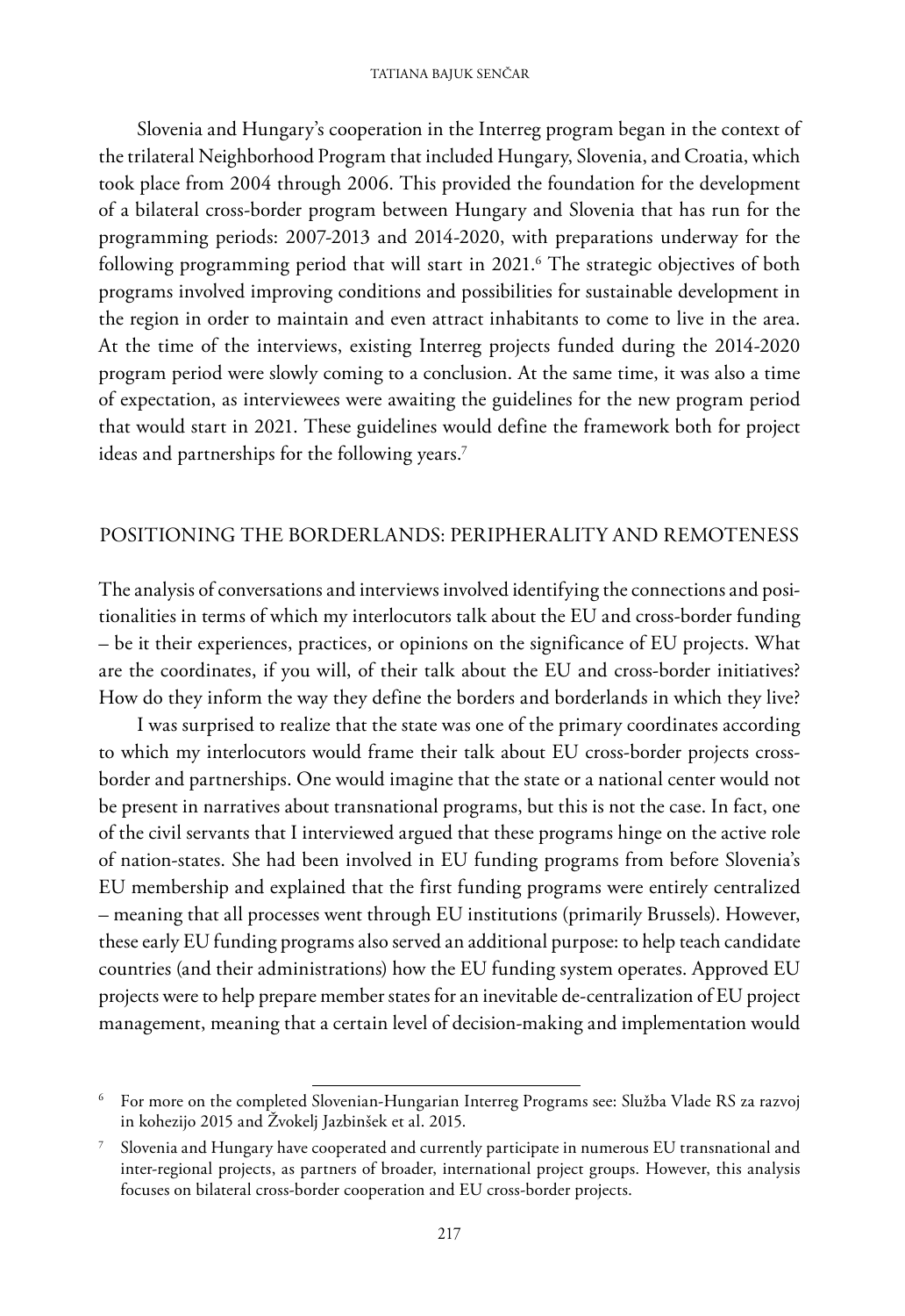Slovenia and Hungary's cooperation in the Interreg program began in the context of the trilateral Neighborhood Program that included Hungary, Slovenia, and Croatia, which took place from 2004 through 2006. This provided the foundation for the development of a bilateral cross-border program between Hungary and Slovenia that has run for the programming periods: 2007-2013 and 2014-2020, with preparations underway for the following programming period that will start in 2021.[6] The strategic objectives of both programs involved improving conditions and possibilities for sustainable development in the region in order to maintain and even attract inhabitants to come to live in the area. At the time of the interviews, existing Interreg projects funded during the 2014-2020 program period were slowly coming to a conclusion. At the same time, it was also a time of expectation, as interviewees were awaiting the guidelines for the new program period that would start in 2021. These guidelines would define the framework both for project ideas and partnerships for the following years.[7]

## POSITIONING THE BORDERLANDS: PERIPHERALITY AND REMOTENESS

The analysis of conversations and interviews involved identifying the connections and positionalities in terms of which my interlocutors talk about the EU and cross-border funding – be it their experiences, practices, or opinions on the significance of EU projects. What are the coordinates, if you will, of their talk about the EU and cross-border initiatives? How do they inform the way they define the borders and borderlands in which they live?

I was surprised to realize that the state was one of the primary coordinates according to which my interlocutors would frame their talk about EU cross-border projects cross-border and partnerships. One would imagine that the state or a national center would not be present in narratives about transnational programs, but this is not the case. In fact, one of the civil servants that I interviewed argued that these programs hinge on the active role of nation-states. She had been involved in EU funding programs from before Slovenia's EU membership and explained that the first funding programs were entirely centralized – meaning that all processes went through EU institutions (primarily Brussels). However, these early EU funding programs also served an additional purpose: to help teach candidate countries (and their administrations) how the EU funding system operates. Approved EU projects were to help prepare member states for an inevitable de-centralization of EU project management, meaning that a certain level of decision-making and implementation would

---

[6] For more on the completed Slovenian-Hungarian Interreg Programs see: Služba Vlade RS za razvoj in kohezijo 2015 and Žvokelj Jazbinšek et al. 2015.

[7] Slovenia and Hungary have cooperated and currently participate in numerous EU transnational and inter-regional projects, as partners of broader, international project groups. However, this analysis focuses on bilateral cross-border cooperation and EU cross-border projects.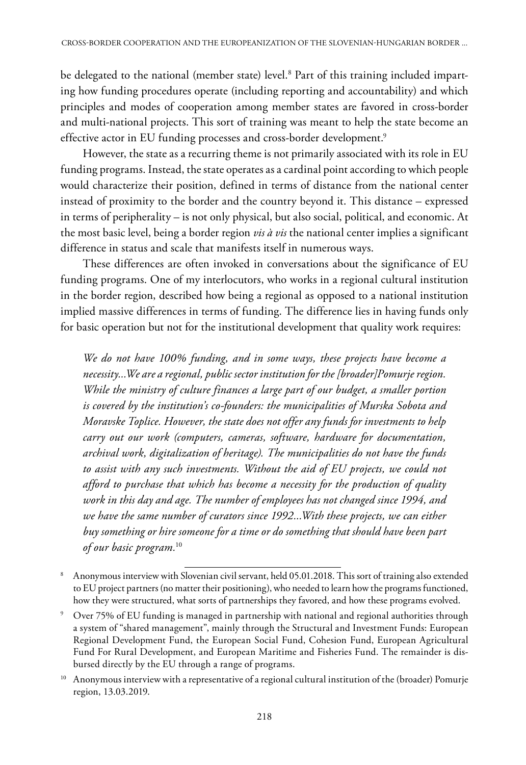be delegated to the national (member state) level.[8] Part of this training included imparting how funding procedures operate (including reporting and accountability) and which principles and modes of cooperation among member states are favored in cross-border and multi-national projects. This sort of training was meant to help the state become an effective actor in EU funding processes and cross-border development.[9]

However, the state as a recurring theme is not primarily associated with its role in EU funding programs. Instead, the state operates as a cardinal point according to which people would characterize their position, defined in terms of distance from the national center instead of proximity to the border and the country beyond it. This distance – expressed in terms of peripherality – is not only physical, but also social, political, and economic. At the most basic level, being a border region *vis à vis* the national center implies a significant difference in status and scale that manifests itself in numerous ways.

These differences are often invoked in conversations about the significance of EU funding programs. One of my interlocutors, who works in a regional cultural institution in the border region, described how being a regional as opposed to a national institution implied massive differences in terms of funding. The difference lies in having funds only for basic operation but not for the institutional development that quality work requires:

> *We do not have 100% funding, and in some ways, these projects have become a necessity...We are a regional, public sector institution for the [broader]Pomurje region. While the ministry of culture finances a large part of our budget, a smaller portion is covered by the institution's co-founders: the municipalities of Murska Sobota and Moravske Toplice. However, the state does not offer any funds for investments to help carry out our work (computers, cameras, software, hardware for documentation, archival work, digitalization of heritage). The municipalities do not have the funds to assist with any such investments. Without the aid of EU projects, we could not afford to purchase that which has become a necessity for the production of quality work in this day and age. The number of employees has not changed since 1994, and we have the same number of curators since 1992...With these projects, we can either buy something or hire someone for a time or do something that should have been part of our basic program.*[10]

---

[8] Anonymous interview with Slovenian civil servant, held 05.01.2018. This sort of training also extended to EU project partners (no matter their positioning), who needed to learn how the programs functioned, how they were structured, what sorts of partnerships they favored, and how these programs evolved.

[9] Over 75% of EU funding is managed in partnership with national and regional authorities through a system of "shared management", mainly through the Structural and Investment Funds: European Regional Development Fund, the European Social Fund, Cohesion Fund, European Agricultural Fund For Rural Development, and European Maritime and Fisheries Fund. The remainder is disbursed directly by the EU through a range of programs.

[10] Anonymous interview with a representative of a regional cultural institution of the (broader) Pomurje region, 13.03.2019.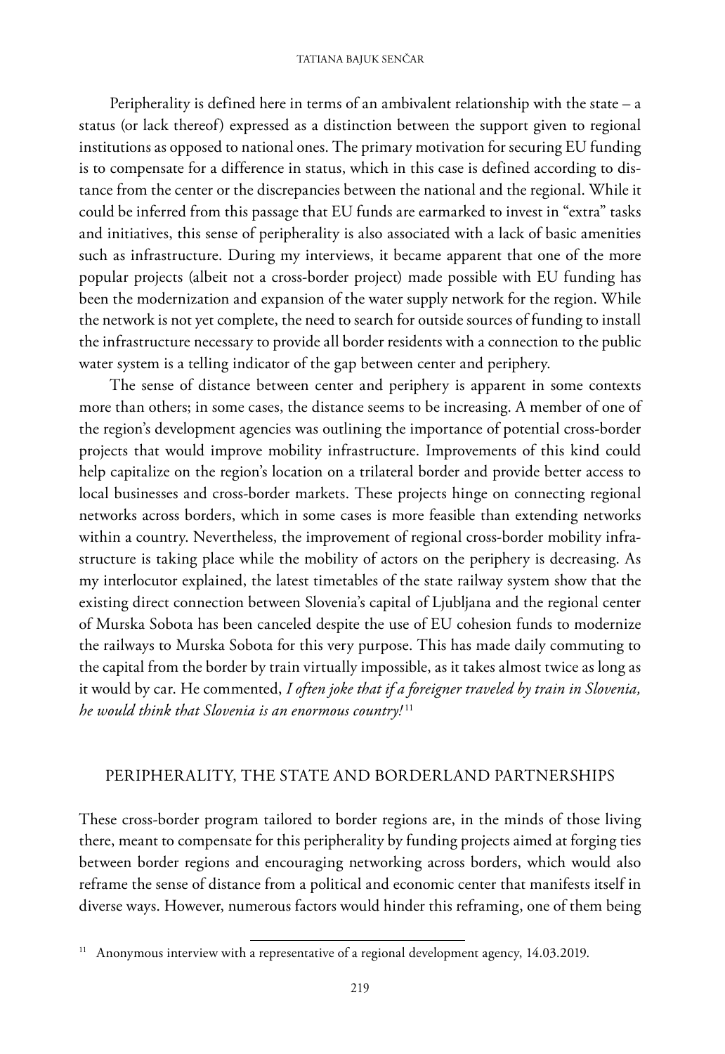Peripherality is defined here in terms of an ambivalent relationship with the state – a status (or lack thereof) expressed as a distinction between the support given to regional institutions as opposed to national ones. The primary motivation for securing EU funding is to compensate for a difference in status, which in this case is defined according to distance from the center or the discrepancies between the national and the regional. While it could be inferred from this passage that EU funds are earmarked to invest in "extra" tasks and initiatives, this sense of peripherality is also associated with a lack of basic amenities such as infrastructure. During my interviews, it became apparent that one of the more popular projects (albeit not a cross-border project) made possible with EU funding has been the modernization and expansion of the water supply network for the region. While the network is not yet complete, the need to search for outside sources of funding to install the infrastructure necessary to provide all border residents with a connection to the public water system is a telling indicator of the gap between center and periphery.

The sense of distance between center and periphery is apparent in some contexts more than others; in some cases, the distance seems to be increasing. A member of one of the region's development agencies was outlining the importance of potential cross-border projects that would improve mobility infrastructure. Improvements of this kind could help capitalize on the region's location on a trilateral border and provide better access to local businesses and cross-border markets. These projects hinge on connecting regional networks across borders, which in some cases is more feasible than extending networks within a country. Nevertheless, the improvement of regional cross-border mobility infrastructure is taking place while the mobility of actors on the periphery is decreasing. As my interlocutor explained, the latest timetables of the state railway system show that the existing direct connection between Slovenia's capital of Ljubljana and the regional center of Murska Sobota has been canceled despite the use of EU cohesion funds to modernize the railways to Murska Sobota for this very purpose. This has made daily commuting to the capital from the border by train virtually impossible, as it takes almost twice as long as it would by car. He commented, *I often joke that if a foreigner traveled by train in Slovenia, he would think that Slovenia is an enormous country!*[11]

## PERIPHERALITY, THE STATE AND BORDERLAND PARTNERSHIPS

These cross-border program tailored to border regions are, in the minds of those living there, meant to compensate for this peripherality by funding projects aimed at forging ties between border regions and encouraging networking across borders, which would also reframe the sense of distance from a political and economic center that manifests itself in diverse ways. However, numerous factors would hinder this reframing, one of them being

[11] Anonymous interview with a representative of a regional development agency, 14.03.2019.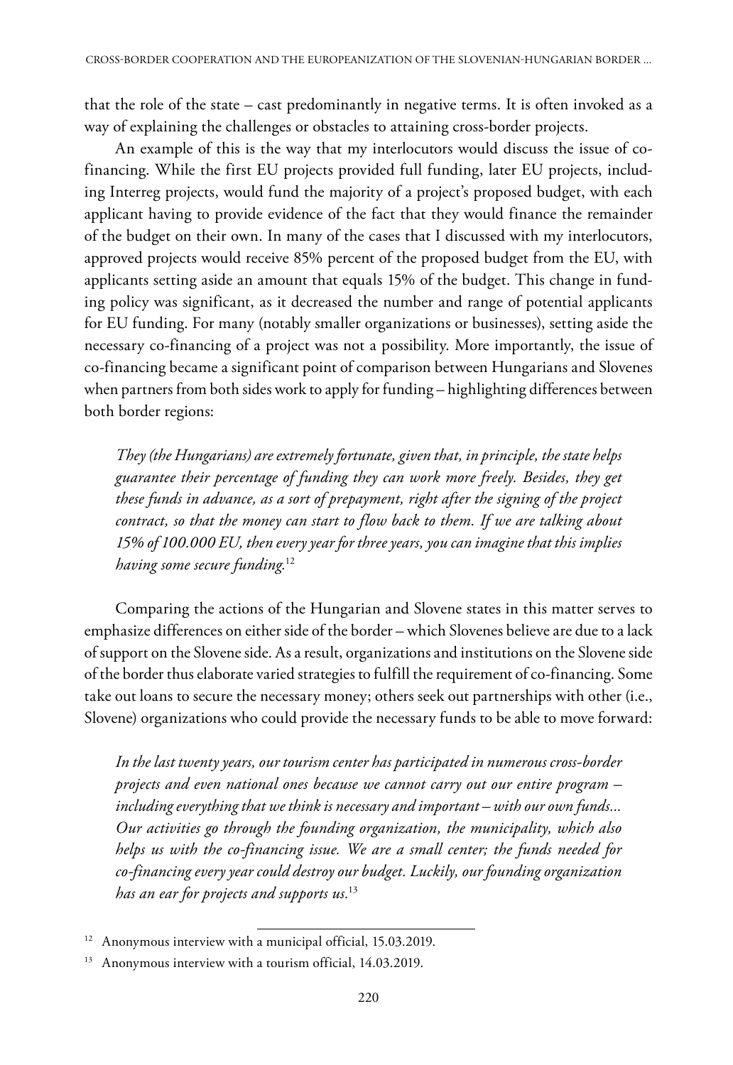that the role of the state – cast predominantly in negative terms. It is often invoked as a way of explaining the challenges or obstacles to attaining cross-border projects.

An example of this is the way that my interlocutors would discuss the issue of co-financing. While the first EU projects provided full funding, later EU projects, including Interreg projects, would fund the majority of a project's proposed budget, with each applicant having to provide evidence of the fact that they would finance the remainder of the budget on their own. In many of the cases that I discussed with my interlocutors, approved projects would receive 85% percent of the proposed budget from the EU, with applicants setting aside an amount that equals 15% of the budget. This change in funding policy was significant, as it decreased the number and range of potential applicants for EU funding. For many (notably smaller organizations or businesses), setting aside the necessary co-financing of a project was not a possibility. More importantly, the issue of co-financing became a significant point of comparison between Hungarians and Slovenes when partners from both sides work to apply for funding – highlighting differences between both border regions:

> *They (the Hungarians) are extremely fortunate, given that, in principle, the state helps guarantee their percentage of funding they can work more freely. Besides, they get these funds in advance, as a sort of prepayment, right after the signing of the project contract, so that the money can start to flow back to them. If we are talking about 15% of 100.000 EU, then every year for three years, you can imagine that this implies having some secure funding.*[12]

Comparing the actions of the Hungarian and Slovene states in this matter serves to emphasize differences on either side of the border – which Slovenes believe are due to a lack of support on the Slovene side. As a result, organizations and institutions on the Slovene side of the border thus elaborate varied strategies to fulfill the requirement of co-financing. Some take out loans to secure the necessary money; others seek out partnerships with other (i.e., Slovene) organizations who could provide the necessary funds to be able to move forward:

> *In the last twenty years, our tourism center has participated in numerous cross-border projects and even national ones because we cannot carry out our entire program – including everything that we think is necessary and important – with our own funds... Our activities go through the founding organization, the municipality, which also helps us with the co-financing issue. We are a small center; the funds needed for co-financing every year could destroy our budget. Luckily, our founding organization has an ear for projects and supports us.*[13]

---

[12] Anonymous interview with a municipal official, 15.03.2019.

[13] Anonymous interview with a tourism official, 14.03.2019.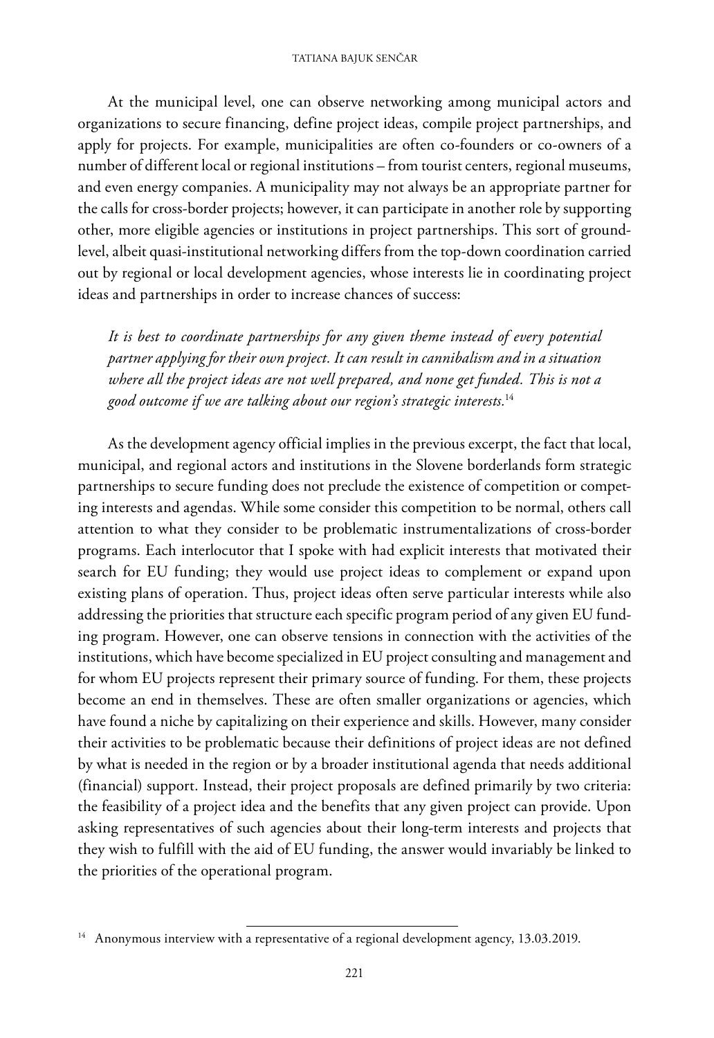At the municipal level, one can observe networking among municipal actors and organizations to secure financing, define project ideas, compile project partnerships, and apply for projects. For example, municipalities are often co-founders or co-owners of a number of different local or regional institutions – from tourist centers, regional museums, and even energy companies. A municipality may not always be an appropriate partner for the calls for cross-border projects; however, it can participate in another role by supporting other, more eligible agencies or institutions in project partnerships. This sort of ground-level, albeit quasi-institutional networking differs from the top-down coordination carried out by regional or local development agencies, whose interests lie in coordinating project ideas and partnerships in order to increase chances of success:

> *It is best to coordinate partnerships for any given theme instead of every potential partner applying for their own project. It can result in cannibalism and in a situation where all the project ideas are not well prepared, and none get funded. This is not a good outcome if we are talking about our region's strategic interests.*[14]

As the development agency official implies in the previous excerpt, the fact that local, municipal, and regional actors and institutions in the Slovene borderlands form strategic partnerships to secure funding does not preclude the existence of competition or competing interests and agendas. While some consider this competition to be normal, others call attention to what they consider to be problematic instrumentalizations of cross-border programs. Each interlocutor that I spoke with had explicit interests that motivated their search for EU funding; they would use project ideas to complement or expand upon existing plans of operation. Thus, project ideas often serve particular interests while also addressing the priorities that structure each specific program period of any given EU funding program. However, one can observe tensions in connection with the activities of the institutions, which have become specialized in EU project consulting and management and for whom EU projects represent their primary source of funding. For them, these projects become an end in themselves. These are often smaller organizations or agencies, which have found a niche by capitalizing on their experience and skills. However, many consider their activities to be problematic because their definitions of project ideas are not defined by what is needed in the region or by a broader institutional agenda that needs additional (financial) support. Instead, their project proposals are defined primarily by two criteria: the feasibility of a project idea and the benefits that any given project can provide. Upon asking representatives of such agencies about their long-term interests and projects that they wish to fulfill with the aid of EU funding, the answer would invariably be linked to the priorities of the operational program.

---

[14] Anonymous interview with a representative of a regional development agency, 13.03.2019.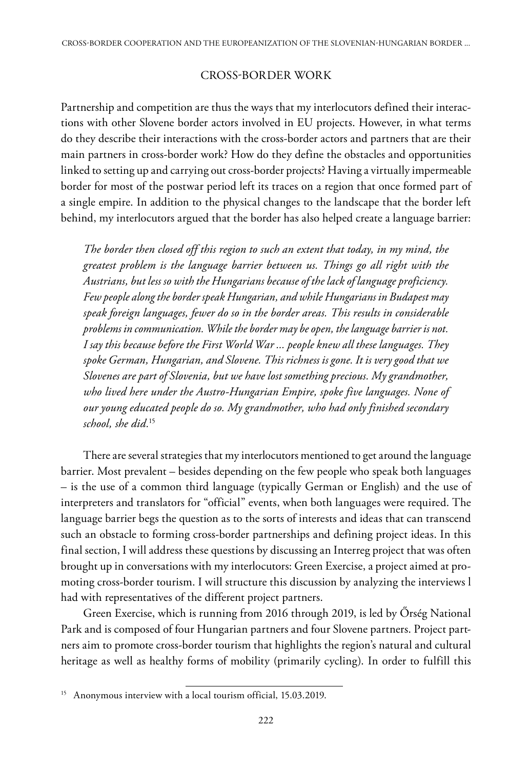## CROSS-BORDER WORK

Partnership and competition are thus the ways that my interlocutors defined their interactions with other Slovene border actors involved in EU projects. However, in what terms do they describe their interactions with the cross-border actors and partners that are their main partners in cross-border work? How do they define the obstacles and opportunities linked to setting up and carrying out cross-border projects? Having a virtually impermeable border for most of the postwar period left its traces on a region that once formed part of a single empire. In addition to the physical changes to the landscape that the border left behind, my interlocutors argued that the border has also helped create a language barrier:

> *The border then closed off this region to such an extent that today, in my mind, the greatest problem is the language barrier between us. Things go all right with the Austrians, but less so with the Hungarians because of the lack of language proficiency. Few people along the border speak Hungarian, and while Hungarians in Budapest may speak foreign languages, fewer do so in the border areas. This results in considerable problems in communication. While the border may be open, the language barrier is not. I say this because before the First World War ... people knew all these languages. They spoke German, Hungarian, and Slovene. This richness is gone. It is very good that we Slovenes are part of Slovenia, but we have lost something precious. My grandmother, who lived here under the Austro-Hungarian Empire, spoke five languages. None of our young educated people do so. My grandmother, who had only finished secondary school, she did.*[15]

There are several strategies that my interlocutors mentioned to get around the language barrier. Most prevalent – besides depending on the few people who speak both languages – is the use of a common third language (typically German or English) and the use of interpreters and translators for "official" events, when both languages were required. The language barrier begs the question as to the sorts of interests and ideas that can transcend such an obstacle to forming cross-border partnerships and defining project ideas. In this final section, I will address these questions by discussing an Interreg project that was often brought up in conversations with my interlocutors: Green Exercise, a project aimed at promoting cross-border tourism. I will structure this discussion by analyzing the interviews I had with representatives of the different project partners.

Green Exercise, which is running from 2016 through 2019, is led by Őrség National Park and is composed of four Hungarian partners and four Slovene partners. Project partners aim to promote cross-border tourism that highlights the region's natural and cultural heritage as well as healthy forms of mobility (primarily cycling). In order to fulfill this

---

[15] Anonymous interview with a local tourism official, 15.03.2019.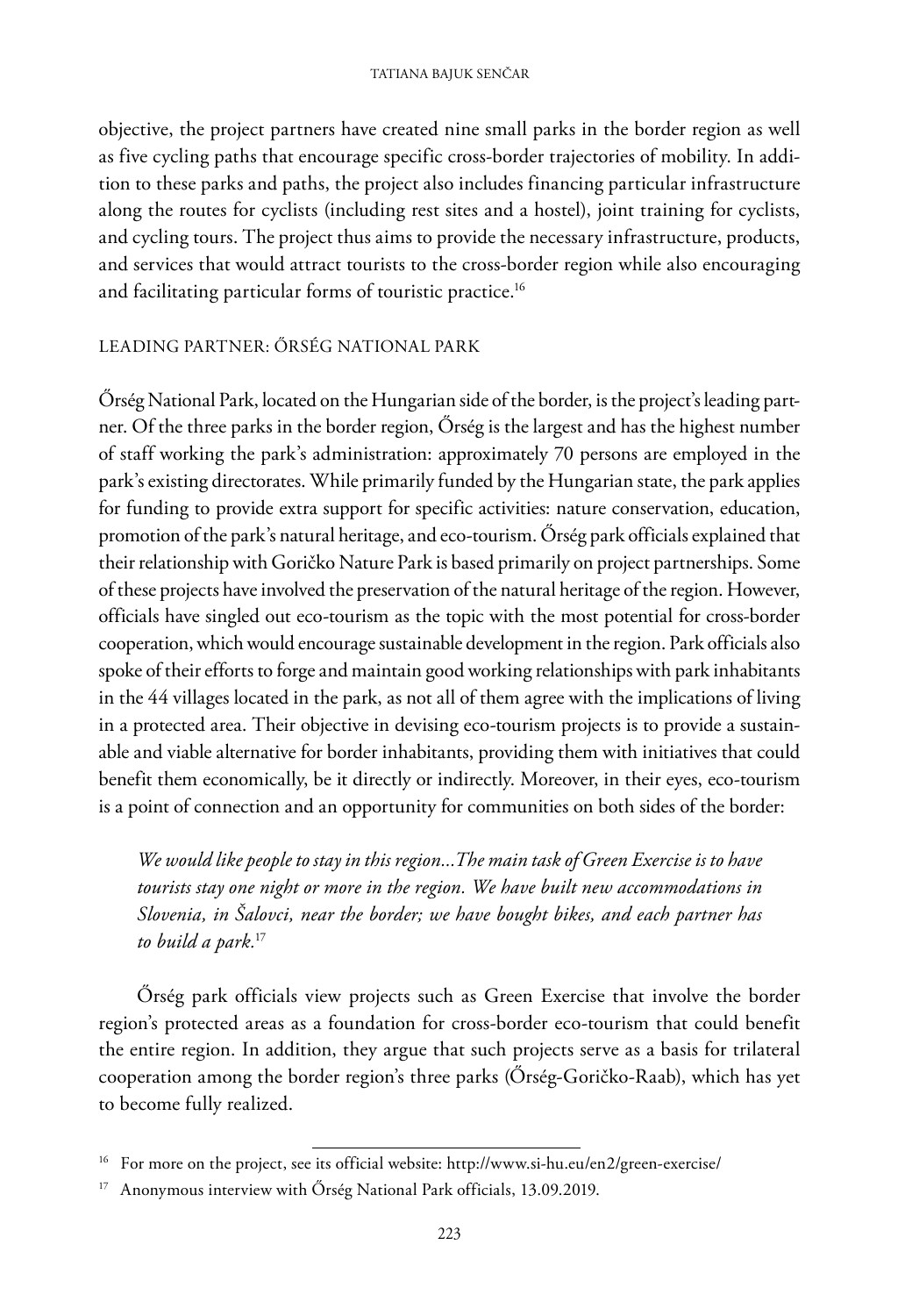objective, the project partners have created nine small parks in the border region as well as five cycling paths that encourage specific cross-border trajectories of mobility. In addition to these parks and paths, the project also includes financing particular infrastructure along the routes for cyclists (including rest sites and a hostel), joint training for cyclists, and cycling tours. The project thus aims to provide the necessary infrastructure, products, and services that would attract tourists to the cross-border region while also encouraging and facilitating particular forms of touristic practice.[16]

## LEADING PARTNER: ŐRSÉG NATIONAL PARK

Őrség National Park, located on the Hungarian side of the border, is the project's leading partner. Of the three parks in the border region, Őrség is the largest and has the highest number of staff working the park's administration: approximately 70 persons are employed in the park's existing directorates. While primarily funded by the Hungarian state, the park applies for funding to provide extra support for specific activities: nature conservation, education, promotion of the park's natural heritage, and eco-tourism. Őrség park officials explained that their relationship with Goričko Nature Park is based primarily on project partnerships. Some of these projects have involved the preservation of the natural heritage of the region. However, officials have singled out eco-tourism as the topic with the most potential for cross-border cooperation, which would encourage sustainable development in the region. Park officials also spoke of their efforts to forge and maintain good working relationships with park inhabitants in the 44 villages located in the park, as not all of them agree with the implications of living in a protected area. Their objective in devising eco-tourism projects is to provide a sustainable and viable alternative for border inhabitants, providing them with initiatives that could benefit them economically, be it directly or indirectly. Moreover, in their eyes, eco-tourism is a point of connection and an opportunity for communities on both sides of the border:

> *We would like people to stay in this region...The main task of Green Exercise is to have tourists stay one night or more in the region. We have built new accommodations in Slovenia, in Šalovci, near the border; we have bought bikes, and each partner has to build a park.*[17]

Őrség park officials view projects such as Green Exercise that involve the border region's protected areas as a foundation for cross-border eco-tourism that could benefit the entire region. In addition, they argue that such projects serve as a basis for trilateral cooperation among the border region's three parks (Őrség-Goričko-Raab), which has yet to become fully realized.

---

[16] For more on the project, see its official website: http://www.si-hu.eu/en2/green-exercise/

[17] Anonymous interview with Őrség National Park officials, 13.09.2019.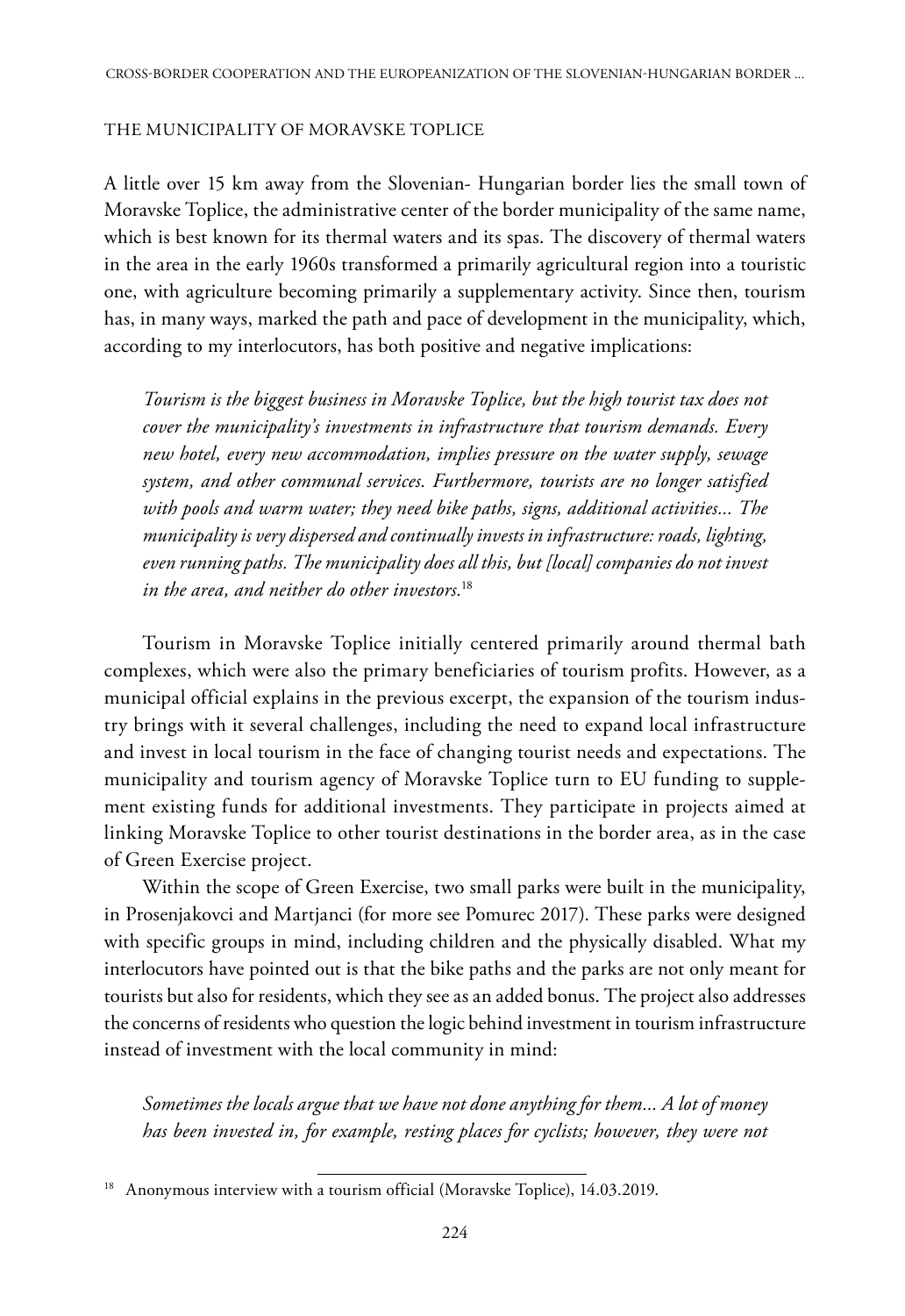## THE MUNICIPALITY OF MORAVSKE TOPLICE

A little over 15 km away from the Slovenian- Hungarian border lies the small town of Moravske Toplice, the administrative center of the border municipality of the same name, which is best known for its thermal waters and its spas. The discovery of thermal waters in the area in the early 1960s transformed a primarily agricultural region into a touristic one, with agriculture becoming primarily a supplementary activity. Since then, tourism has, in many ways, marked the path and pace of development in the municipality, which, according to my interlocutors, has both positive and negative implications:

> *Tourism is the biggest business in Moravske Toplice, but the high tourist tax does not cover the municipality's investments in infrastructure that tourism demands. Every new hotel, every new accommodation, implies pressure on the water supply, sewage system, and other communal services. Furthermore, tourists are no longer satisfied with pools and warm water; they need bike paths, signs, additional activities... The municipality is very dispersed and continually invests in infrastructure: roads, lighting, even running paths. The municipality does all this, but [local] companies do not invest in the area, and neither do other investors.*[18]

Tourism in Moravske Toplice initially centered primarily around thermal bath complexes, which were also the primary beneficiaries of tourism profits. However, as a municipal official explains in the previous excerpt, the expansion of the tourism industry brings with it several challenges, including the need to expand local infrastructure and invest in local tourism in the face of changing tourist needs and expectations. The municipality and tourism agency of Moravske Toplice turn to EU funding to supplement existing funds for additional investments. They participate in projects aimed at linking Moravske Toplice to other tourist destinations in the border area, as in the case of Green Exercise project.

Within the scope of Green Exercise, two small parks were built in the municipality, in Prosenjakovci and Martjanci (for more see Pomurec 2017). These parks were designed with specific groups in mind, including children and the physically disabled. What my interlocutors have pointed out is that the bike paths and the parks are not only meant for tourists but also for residents, which they see as an added bonus. The project also addresses the concerns of residents who question the logic behind investment in tourism infrastructure instead of investment with the local community in mind:

> *Sometimes the locals argue that we have not done anything for them... A lot of money has been invested in, for example, resting places for cyclists; however, they were not*

[18] Anonymous interview with a tourism official (Moravske Toplice), 14.03.2019.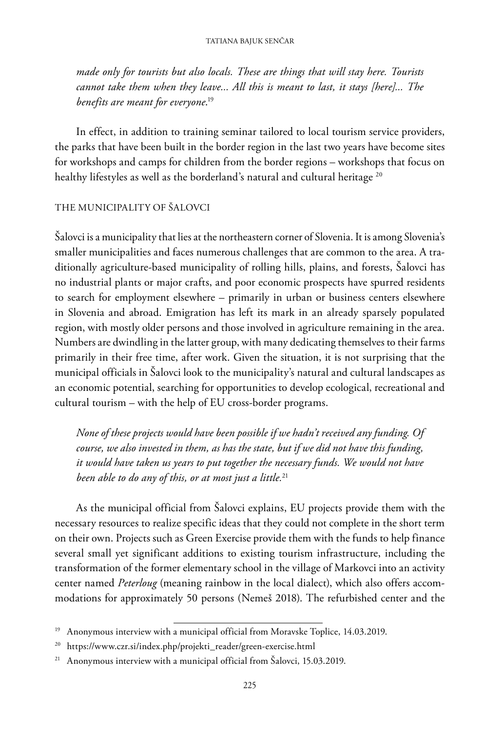*made only for tourists but also locals. These are things that will stay here. Tourists cannot take them when they leave... All this is meant to last, it stays [here]... The benefits are meant for everyone*.[19]

In effect, in addition to training seminar tailored to local tourism service providers, the parks that have been built in the border region in the last two years have become sites for workshops and camps for children from the border regions – workshops that focus on healthy lifestyles as well as the borderland's natural and cultural heritage [20]

## THE MUNICIPALITY OF ŠALOVCI

Šalovci is a municipality that lies at the northeastern corner of Slovenia. It is among Slovenia's smaller municipalities and faces numerous challenges that are common to the area. A traditionally agriculture-based municipality of rolling hills, plains, and forests, Šalovci has no industrial plants or major crafts, and poor economic prospects have spurred residents to search for employment elsewhere – primarily in urban or business centers elsewhere in Slovenia and abroad. Emigration has left its mark in an already sparsely populated region, with mostly older persons and those involved in agriculture remaining in the area. Numbers are dwindling in the latter group, with many dedicating themselves to their farms primarily in their free time, after work. Given the situation, it is not surprising that the municipal officials in Šalovci look to the municipality's natural and cultural landscapes as an economic potential, searching for opportunities to develop ecological, recreational and cultural tourism – with the help of EU cross-border programs.

*None of these projects would have been possible if we hadn't received any funding. Of course, we also invested in them, as has the state, but if we did not have this funding, it would have taken us years to put together the necessary funds. We would not have been able to do any of this, or at most just a little.*[21]

As the municipal official from Šalovci explains, EU projects provide them with the necessary resources to realize specific ideas that they could not complete in the short term on their own. Projects such as Green Exercise provide them with the funds to help finance several small yet significant additions to existing tourism infrastructure, including the transformation of the former elementary school in the village of Markovci into an activity center named *Peterloug* (meaning rainbow in the local dialect), which also offers accommodations for approximately 50 persons (Nemeš 2018). The refurbished center and the

---

[19] Anonymous interview with a municipal official from Moravske Toplice, 14.03.2019.

[20] https://www.czr.si/index.php/projekti_reader/green-exercise.html

[21] Anonymous interview with a municipal official from Šalovci, 15.03.2019.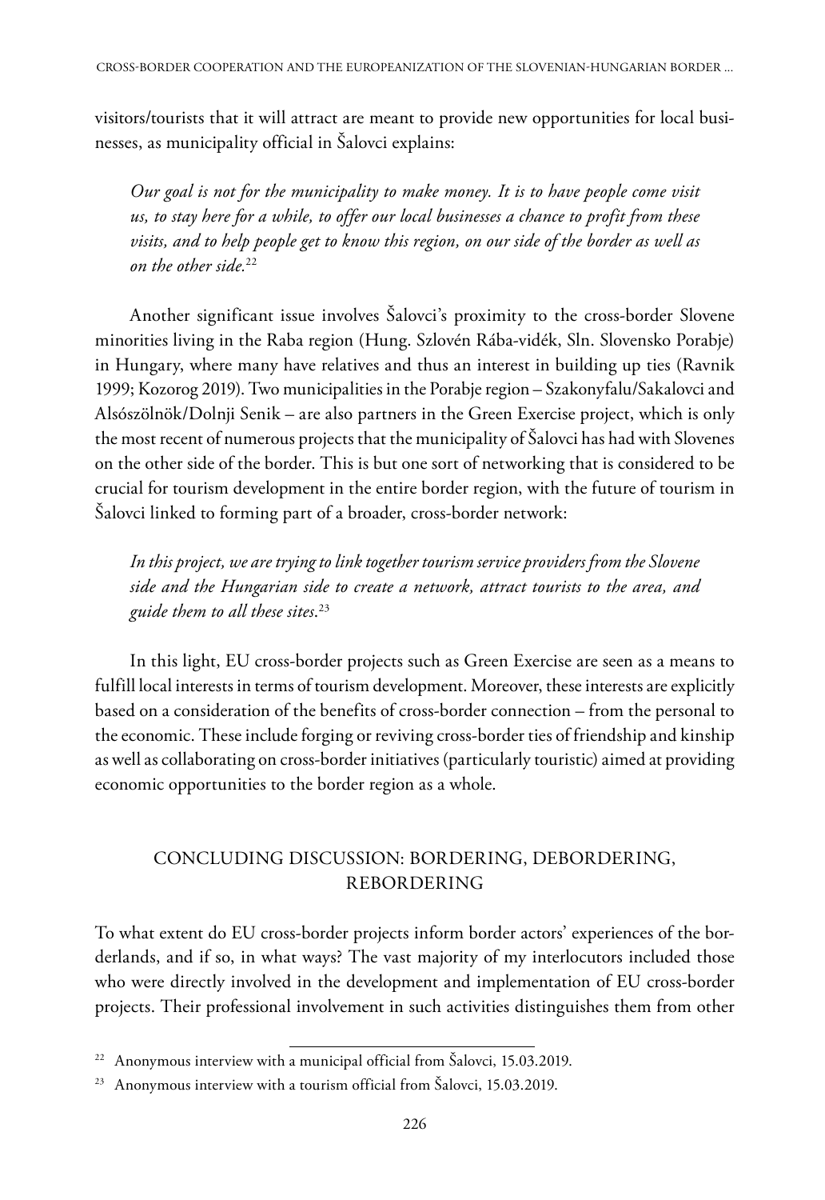visitors/tourists that it will attract are meant to provide new opportunities for local businesses, as municipality official in Šalovci explains:

> *Our goal is not for the municipality to make money. It is to have people come visit us, to stay here for a while, to offer our local businesses a chance to profit from these visits, and to help people get to know this region, on our side of the border as well as on the other side.*[22]

Another significant issue involves Šalovci's proximity to the cross-border Slovene minorities living in the Raba region (Hung. Szlovén Rába-vidék, Sln. Slovensko Porabje) in Hungary, where many have relatives and thus an interest in building up ties (Ravnik 1999; Kozorog 2019). Two municipalities in the Porabje region – Szakonyfalu/Sakalovci and Alsószölnök/Dolnji Senik – are also partners in the Green Exercise project, which is only the most recent of numerous projects that the municipality of Šalovci has had with Slovenes on the other side of the border. This is but one sort of networking that is considered to be crucial for tourism development in the entire border region, with the future of tourism in Šalovci linked to forming part of a broader, cross-border network:

> *In this project, we are trying to link together tourism service providers from the Slovene side and the Hungarian side to create a network, attract tourists to the area, and guide them to all these sites.*[23]

In this light, EU cross-border projects such as Green Exercise are seen as a means to fulfill local interests in terms of tourism development. Moreover, these interests are explicitly based on a consideration of the benefits of cross-border connection – from the personal to the economic. These include forging or reviving cross-border ties of friendship and kinship as well as collaborating on cross-border initiatives (particularly touristic) aimed at providing economic opportunities to the border region as a whole.

## CONCLUDING DISCUSSION: BORDERING, DEBORDERING, REBORDERING

To what extent do EU cross-border projects inform border actors' experiences of the borderlands, and if so, in what ways? The vast majority of my interlocutors included those who were directly involved in the development and implementation of EU cross-border projects. Their professional involvement in such activities distinguishes them from other

---

[22] Anonymous interview with a municipal official from Šalovci, 15.03.2019.

[23] Anonymous interview with a tourism official from Šalovci, 15.03.2019.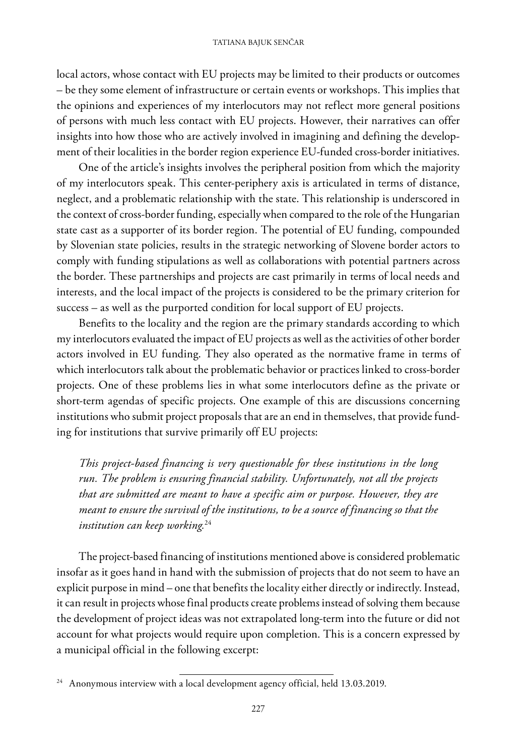local actors, whose contact with EU projects may be limited to their products or outcomes – be they some element of infrastructure or certain events or workshops. This implies that the opinions and experiences of my interlocutors may not reflect more general positions of persons with much less contact with EU projects. However, their narratives can offer insights into how those who are actively involved in imagining and defining the development of their localities in the border region experience EU-funded cross-border initiatives.

One of the article's insights involves the peripheral position from which the majority of my interlocutors speak. This center-periphery axis is articulated in terms of distance, neglect, and a problematic relationship with the state. This relationship is underscored in the context of cross-border funding, especially when compared to the role of the Hungarian state cast as a supporter of its border region. The potential of EU funding, compounded by Slovenian state policies, results in the strategic networking of Slovene border actors to comply with funding stipulations as well as collaborations with potential partners across the border. These partnerships and projects are cast primarily in terms of local needs and interests, and the local impact of the projects is considered to be the primary criterion for success – as well as the purported condition for local support of EU projects.

Benefits to the locality and the region are the primary standards according to which my interlocutors evaluated the impact of EU projects as well as the activities of other border actors involved in EU funding. They also operated as the normative frame in terms of which interlocutors talk about the problematic behavior or practices linked to cross-border projects. One of these problems lies in what some interlocutors define as the private or short-term agendas of specific projects. One example of this are discussions concerning institutions who submit project proposals that are an end in themselves, that provide funding for institutions that survive primarily off EU projects:

> *This project-based financing is very questionable for these institutions in the long run. The problem is ensuring financial stability. Unfortunately, not all the projects that are submitted are meant to have a specific aim or purpose. However, they are meant to ensure the survival of the institutions, to be a source of financing so that the institution can keep working.*[24]

The project-based financing of institutions mentioned above is considered problematic insofar as it goes hand in hand with the submission of projects that do not seem to have an explicit purpose in mind – one that benefits the locality either directly or indirectly. Instead, it can result in projects whose final products create problems instead of solving them because the development of project ideas was not extrapolated long-term into the future or did not account for what projects would require upon completion. This is a concern expressed by a municipal official in the following excerpt:

---

[24] Anonymous interview with a local development agency official, held 13.03.2019.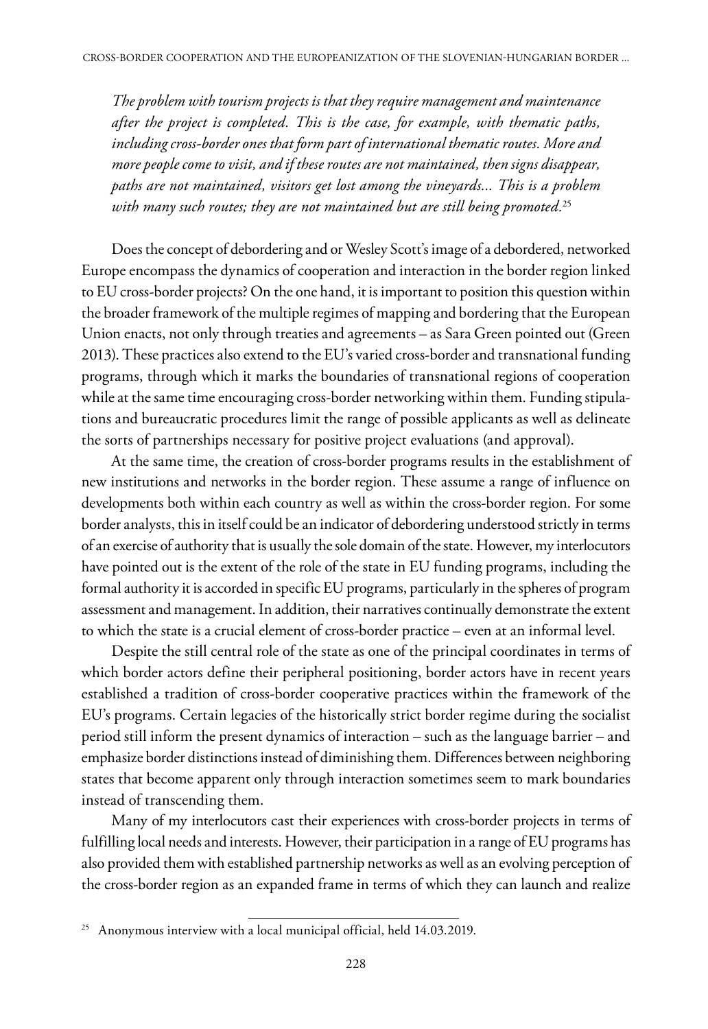*The problem with tourism projects is that they require management and maintenance after the project is completed. This is the case, for example, with thematic paths, including cross-border ones that form part of international thematic routes. More and more people come to visit, and if these routes are not maintained, then signs disappear, paths are not maintained, visitors get lost among the vineyards... This is a problem with many such routes; they are not maintained but are still being promoted.*[25]

Does the concept of debordering and or Wesley Scott's image of a debordered, networked Europe encompass the dynamics of cooperation and interaction in the border region linked to EU cross-border projects? On the one hand, it is important to position this question within the broader framework of the multiple regimes of mapping and bordering that the European Union enacts, not only through treaties and agreements – as Sara Green pointed out (Green 2013). These practices also extend to the EU's varied cross-border and transnational funding programs, through which it marks the boundaries of transnational regions of cooperation while at the same time encouraging cross-border networking within them. Funding stipulations and bureaucratic procedures limit the range of possible applicants as well as delineate the sorts of partnerships necessary for positive project evaluations (and approval).

At the same time, the creation of cross-border programs results in the establishment of new institutions and networks in the border region. These assume a range of influence on developments both within each country as well as within the cross-border region. For some border analysts, this in itself could be an indicator of debordering understood strictly in terms of an exercise of authority that is usually the sole domain of the state. However, my interlocutors have pointed out is the extent of the role of the state in EU funding programs, including the formal authority it is accorded in specific EU programs, particularly in the spheres of program assessment and management. In addition, their narratives continually demonstrate the extent to which the state is a crucial element of cross-border practice – even at an informal level.

Despite the still central role of the state as one of the principal coordinates in terms of which border actors define their peripheral positioning, border actors have in recent years established a tradition of cross-border cooperative practices within the framework of the EU's programs. Certain legacies of the historically strict border regime during the socialist period still inform the present dynamics of interaction – such as the language barrier – and emphasize border distinctions instead of diminishing them. Differences between neighboring states that become apparent only through interaction sometimes seem to mark boundaries instead of transcending them.

Many of my interlocutors cast their experiences with cross-border projects in terms of fulfilling local needs and interests. However, their participation in a range of EU programs has also provided them with established partnership networks as well as an evolving perception of the cross-border region as an expanded frame in terms of which they can launch and realize

---

[25] Anonymous interview with a local municipal official, held 14.03.2019.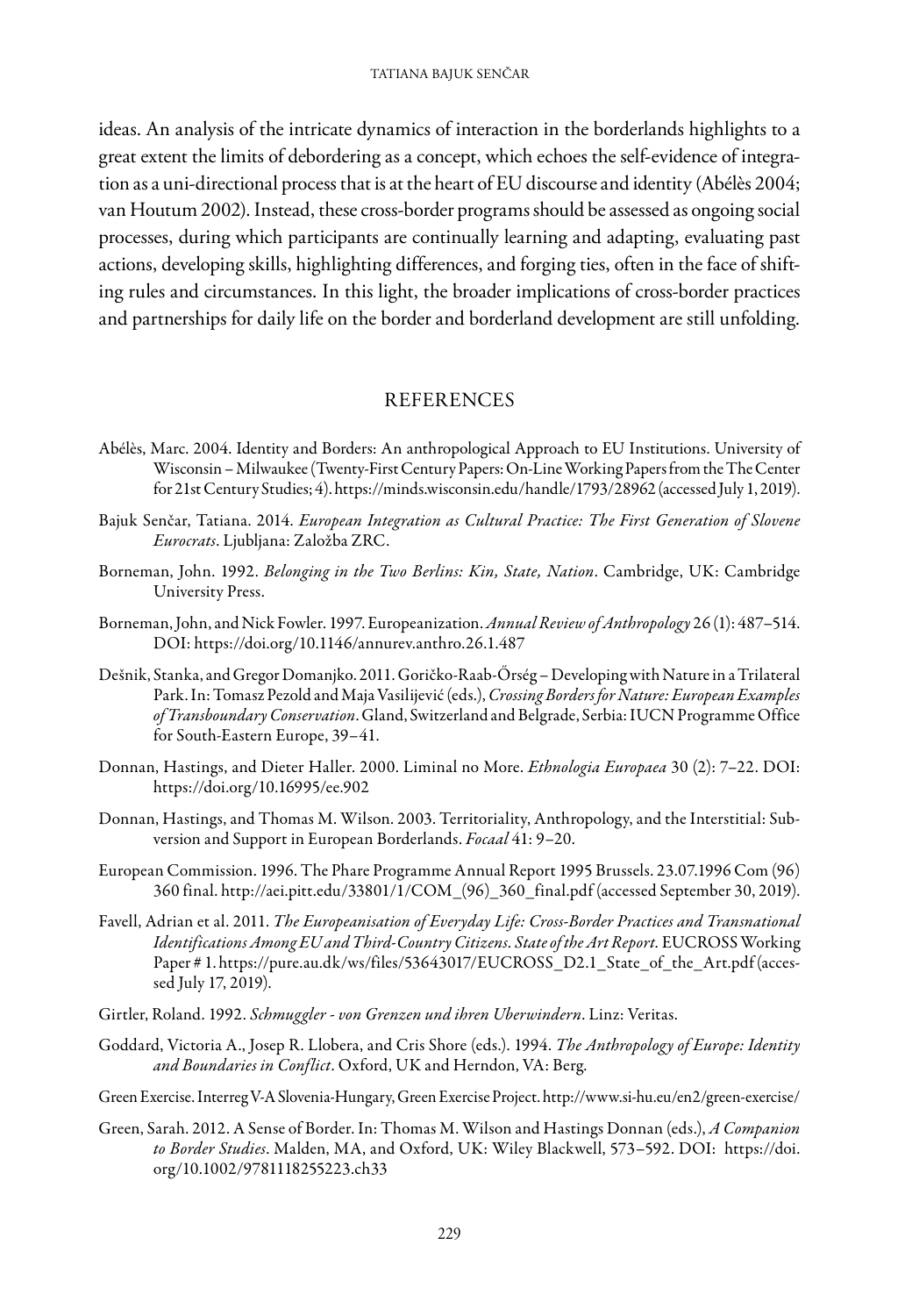ideas. An analysis of the intricate dynamics of interaction in the borderlands highlights to a great extent the limits of debordering as a concept, which echoes the self-evidence of integration as a uni-directional process that is at the heart of EU discourse and identity (Abélès 2004; van Houtum 2002). Instead, these cross-border programs should be assessed as ongoing social processes, during which participants are continually learning and adapting, evaluating past actions, developing skills, highlighting differences, and forging ties, often in the face of shifting rules and circumstances. In this light, the broader implications of cross-border practices and partnerships for daily life on the border and borderland development are still unfolding.

## REFERENCES

Abélès, Marc. 2004. Identity and Borders: An anthropological Approach to EU Institutions. University of Wisconsin – Milwaukee (Twenty-First Century Papers: On-Line Working Papers from the The Center for 21st Century Studies; 4). https://minds.wisconsin.edu/handle/1793/28962 (accessed July 1, 2019).

Bajuk Senčar, Tatiana. 2014. *European Integration as Cultural Practice: The First Generation of Slovene Eurocrats*. Ljubljana: Založba ZRC.

Borneman, John. 1992. *Belonging in the Two Berlins: Kin, State, Nation*. Cambridge, UK: Cambridge University Press.

Borneman, John, and Nick Fowler. 1997. Europeanization. *Annual Review of Anthropology* 26 (1): 487–514. DOI: https://doi.org/10.1146/annurev.anthro.26.1.487

Dešnik, Stanka, and Gregor Domanjko. 2011. Goričko-Raab-Őrség – Developing with Nature in a Trilateral Park. In: Tomasz Pezold and Maja Vasilijević (eds.), *Crossing Borders for Nature: European Examples of Transboundary Conservation*. Gland, Switzerland and Belgrade, Serbia: IUCN Programme Office for South-Eastern Europe, 39–41.

Donnan, Hastings, and Dieter Haller. 2000. Liminal no More. *Ethnologia Europaea* 30 (2): 7–22. DOI: https://doi.org/10.16995/ee.902

Donnan, Hastings, and Thomas M. Wilson. 2003. Territoriality, Anthropology, and the Interstitial: Subversion and Support in European Borderlands. *Focaal* 41: 9–20.

European Commission. 1996. The Phare Programme Annual Report 1995 Brussels. 23.07.1996 Com (96) 360 final. http://aei.pitt.edu/33801/1/COM_(96)_360_final.pdf (accessed September 30, 2019).

Favell, Adrian et al. 2011. *The Europeanisation of Everyday Life: Cross-Border Practices and Transnational Identifications Among EU and Third-Country Citizens. State of the Art Report.* EUCROSS Working Paper # 1. https://pure.au.dk/ws/files/53643017/EUCROSS_D2.1_State_of_the_Art.pdf (accessed July 17, 2019).

Girtler, Roland. 1992. *Schmuggler - von Grenzen und ihren Uberwindern*. Linz: Veritas.

Goddard, Victoria A., Josep R. Llobera, and Cris Shore (eds.). 1994. *The Anthropology of Europe: Identity and Boundaries in Conflict*. Oxford, UK and Herndon, VA: Berg.

Green Exercise. Interreg V-A Slovenia-Hungary, Green Exercise Project. http://www.si-hu.eu/en2/green-exercise/

Green, Sarah. 2012. A Sense of Border. In: Thomas M. Wilson and Hastings Donnan (eds.), *A Companion to Border Studies*. Malden, MA, and Oxford, UK: Wiley Blackwell, 573–592. DOI: https://doi.org/10.1002/9781118255223.ch33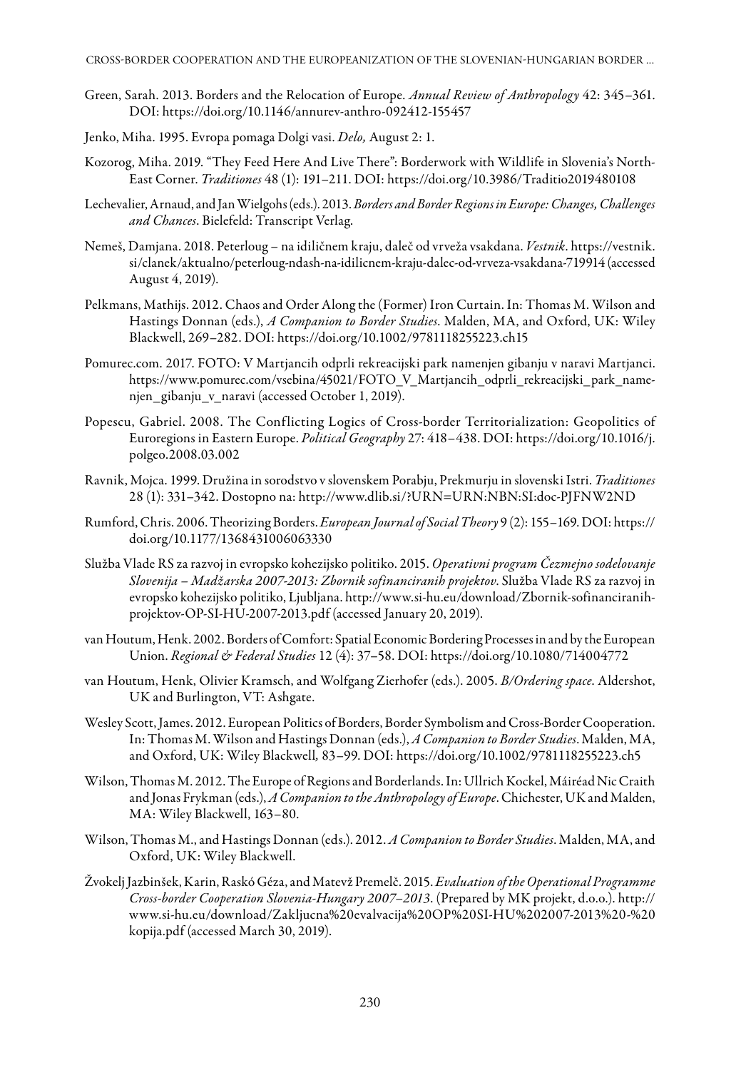Green, Sarah. 2013. Borders and the Relocation of Europe. *Annual Review of Anthropology* 42: 345–361. DOI: https://doi.org/10.1146/annurev-anthro-092412-155457

Jenko, Miha. 1995. Evropa pomaga Dolgi vasi. *Delo,* August 2: 1.

Kozorog, Miha. 2019. "They Feed Here And Live There": Borderwork with Wildlife in Slovenia's North-East Corner. *Traditiones* 48 (1): 191–211. DOI: https://doi.org/10.3986/Traditio2019480108

Lechevalier, Arnaud, and Jan Wielgohs (eds.). 2013. *Borders and Border Regions in Europe: Changes, Challenges and Chances*. Bielefeld: Transcript Verlag.

Nemeš, Damjana. 2018. Peterloug – na idiličnem kraju, daleč od vrveža vsakdana. *Vestnik*. https://vestnik.si/clanek/aktualno/peterloug-ndash-na-idilicnem-kraju-dalec-od-vrveza-vsakdana-719914 (accessed August 4, 2019).

Pelkmans, Mathijs. 2012. Chaos and Order Along the (Former) Iron Curtain. In: Thomas M. Wilson and Hastings Donnan (eds.), *A Companion to Border Studies*. Malden, MA, and Oxford, UK: Wiley Blackwell, 269–282. DOI: https://doi.org/10.1002/9781118255223.ch15

Pomurec.com. 2017. FOTO: V Martjancih odprli rekreacijski park namenjen gibanju v naravi Martjanci. https://www.pomurec.com/vsebina/45021/FOTO_V_Martjancih_odprli_rekreacijski_park_namenjen_gibanju_v_naravi (accessed October 1, 2019).

Popescu, Gabriel. 2008. The Conflicting Logics of Cross-border Territorialization: Geopolitics of Euroregions in Eastern Europe. *Political Geography* 27: 418–438. DOI: https://doi.org/10.1016/j.polgeo.2008.03.002

Ravnik, Mojca. 1999. Družina in sorodstvo v slovenskem Porabju, Prekmurju in slovenski Istri. *Traditiones* 28 (1): 331–342. Dostopno na: http://www.dlib.si/?URN=URN:NBN:SI:doc-PJFNW2ND

Rumford, Chris. 2006. Theorizing Borders. *European Journal of Social Theory* 9 (2): 155–169. DOI: https://doi.org/10.1177/1368431006063330

Služba Vlade RS za razvoj in evropsko kohezijsko politiko. 2015. *Operativni program Čezmejno sodelovanje Slovenija – Madžarska 2007-2013: Zbornik sofinanciranih projektov*. Služba Vlade RS za razvoj in evropsko kohezijsko politiko, Ljubljana. http://www.si-hu.eu/download/Zbornik-sofinanciranih-projektov-OP-SI-HU-2007-2013.pdf (accessed January 20, 2019).

van Houtum, Henk. 2002. Borders of Comfort: Spatial Economic Bordering Processes in and by the European Union. *Regional & Federal Studies* 12 (4): 37–58. DOI: https://doi.org/10.1080/714004772

van Houtum, Henk, Olivier Kramsch, and Wolfgang Zierhofer (eds.). 2005. *B/Ordering space*. Aldershot, UK and Burlington, VT: Ashgate.

Wesley Scott, James. 2012. European Politics of Borders, Border Symbolism and Cross-Border Cooperation. In: Thomas M. Wilson and Hastings Donnan (eds.), *A Companion to Border Studies*. Malden, MA, and Oxford, UK: Wiley Blackwell*,* 83–99. DOI: https://doi.org/10.1002/9781118255223.ch5

Wilson, Thomas M. 2012. The Europe of Regions and Borderlands. In: Ullrich Kockel, Máiréad Nic Craith and Jonas Frykman (eds.), *A Companion to the Anthropology of Europe*. Chichester, UK and Malden, MA: Wiley Blackwell, 163–80.

Wilson, Thomas M., and Hastings Donnan (eds.). 2012. *A Companion to Border Studies*. Malden, MA, and Oxford, UK: Wiley Blackwell.

Žvokelj Jazbinšek, Karin, Raskó Géza, and Matevž Premelč. 2015. *Evaluation of the Operational Programme Cross-border Cooperation Slovenia-Hungary 2007–2013*. (Prepared by MK projekt, d.o.o.). http://www.si-hu.eu/download/Zakljucna%20evalvacija%20OP%20SI-HU%202007-2013%20-%20kopija.pdf (accessed March 30, 2019).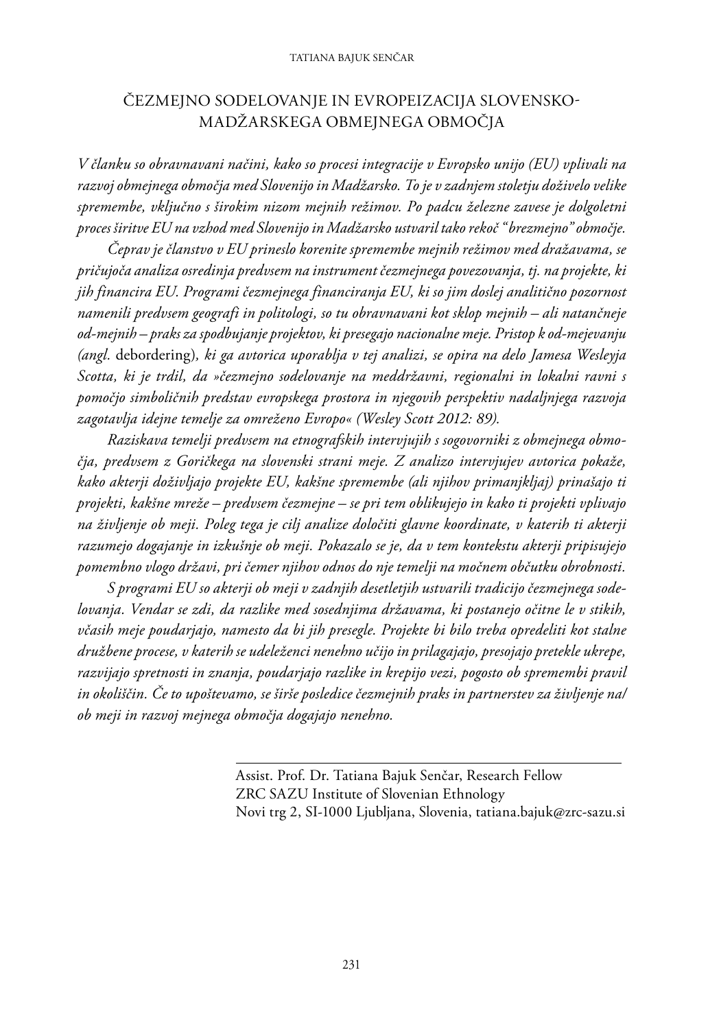TATIANA BAJUK SENČAR

## ČEZMEJNO SODELOVANJE IN EVROPEIZACIJA SLOVENSKO-MADŽARSKEGA OBMEJNEGA OBMOČJA

*V članku so obravnavani načini, kako so procesi integracije v Evropsko unijo (EU) vplivali na razvoj obmejnega območja med Slovenijo in Madžarsko. To je v zadnjem stoletju doživelo velike spremembe, vključno s širokim nizom mejnih režimov. Po padcu železne zavese je dolgoletni proces širitve EU na vzhod med Slovenijo in Madžarsko ustvaril tako rekoč "brezmejno" območje.*

*Čeprav je članstvo v EU prineslo korenite spremembe mejnih režimov med državama, se pričujoča analiza osredinja predvsem na instrument čezmejnega povezovanja, tj. na projekte, ki jih financira EU. Programi čezmejnega financiranja EU, ki so jim doslej analitično pozornost namenili predvsem geografi in politologi, so tu obravnavani kot sklop mejnih – ali natančneje od-mejnih – praks za spodbujanje projektov, ki presegajo nacionalne meje. Pristop k od-mejevanju (angl.* debordering*), ki ga avtorica uporablja v tej analizi, se opira na delo Jamesa Wesleyja Scotta, ki je trdil, da »čezmejno sodelovanje na meddržavni, regionalni in lokalni ravni s pomočjo simboličnih predstav evropskega prostora in njegovih perspektiv nadaljnjega razvoja zagotavlja idejne temelje za omreženo Evropo« (Wesley Scott 2012: 89).*

*Raziskava temelji predvsem na etnografskih intervjujih s sogovorniki z obmejnega območja, predvsem z Goričkega na slovenski strani meje. Z analizo intervjujev avtorica pokaže, kako akterji doživljajo projekte EU, kakšne spremembe (ali njihov primanjkljaj) prinašajo ti projekti, kakšne mreže – predvsem čezmejne – se pri tem oblikujejo in kako ti projekti vplivajo na življenje ob meji. Poleg tega je cilj analize določiti glavne koordinate, v katerih ti akterji razumejo dogajanje in izkušnje ob meji. Pokazalo se je, da v tem kontekstu akterji pripisujejo pomembno vlogo državi, pri čemer njihov odnos do nje temelji na močnem občutku obrobnosti.*

*S programi EU so akterji ob meji v zadnjih desetletjih ustvarili tradicijo čezmejnega sodelovanja. Vendar se zdi, da razlike med sosednjima državama, ki postanejo očitne le v stikih, včasih meje poudarjajo, namesto da bi jih presegle. Projekte bi bilo treba opredeliti kot stalne družbene procese, v katerih se udeleženci nenehno učijo in prilagajajo, presojajo pretekle ukrepe, razvijajo spretnosti in znanja, poudarjajo razlike in krepijo vezi, pogosto ob spremembi pravil in okoliščin. Če to upoštevamo, se širše posledice čezmejnih praks in partnerstev za življenje na/ob meji in razvoj mejnega območja dogajajo nenehno.*

---

Assist. Prof. Dr. Tatiana Bajuk Senčar, Research Fellow
ZRC SAZU Institute of Slovenian Ethnology
Novi trg 2, SI-1000 Ljubljana, Slovenia, tatiana.bajuk@zrc-sazu.si